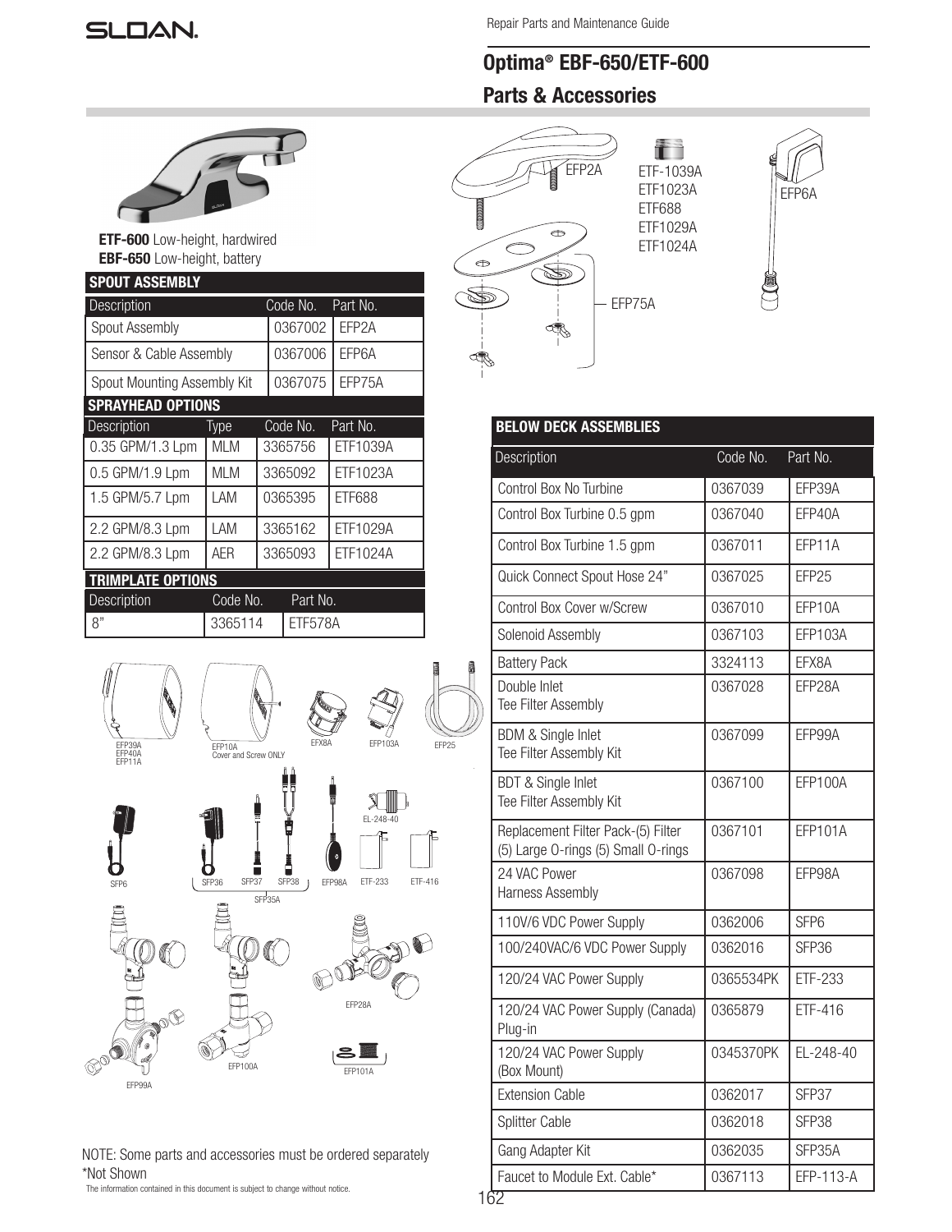Repair Parts and Maintenance Guide

# Optima® EBF-650/ETF-600

## Parts & Accessories

**ETF-600** Low-height, hardwired
**EBF-650** Low-height, battery

| SPOUT ASSEMBLY | | |
|---|---|---|
| Description | Code No. | Part No. |
| Spout Assembly | 0367002 | EFP2A |
| Sensor & Cable Assembly | 0367006 | EFP6A |
| Spout Mounting Assembly Kit | 0367075 | EFP75A |

| SPRAYHEAD OPTIONS | | | |
|---|---|---|---|
| Description | Type | Code No. | Part No. |
| 0.35 GPM/1.3 Lpm | MLM | 3365756 | ETF1039A |
| 0.5 GPM/1.9 Lpm | MLM | 3365092 | ETF1023A |
| 1.5 GPM/5.7 Lpm | LAM | 0365395 | ETF688 |
| 2.2 GPM/8.3 Lpm | LAM | 3365162 | ETF1029A |
| 2.2 GPM/8.3 Lpm | AER | 3365093 | ETF1024A |

| TRIMPLATE OPTIONS | | |
|---|---|---|
| Description | Code No. | Part No. |
| 8" | 3365114 | ETF578A |

EFP2A, ETF-1039A, ETF1023A, ETF688, ETF1029A, ETF1024A, EFP6A, EFP75A

EFP39A, EFP40A, EFP11A; EFP10A Cover and Screw ONLY; EFX8A; EFP103A; EFP25

SFP6; SFP36; SFP37; SFP38; SFP35A; EFP98A; EL-248-40; ETF-233; ETF-416

EFP99A; EFP100A; EFP28A; EFP101A

| BELOW DECK ASSEMBLIES | | |
|---|---|---|
| Description | Code No. | Part No. |
| Control Box No Turbine | 0367039 | EFP39A |
| Control Box Turbine 0.5 gpm | 0367040 | EFP40A |
| Control Box Turbine 1.5 gpm | 0367011 | EFP11A |
| Quick Connect Spout Hose 24" | 0367025 | EFP25 |
| Control Box Cover w/Screw | 0367010 | EFP10A |
| Solenoid Assembly | 0367103 | EFP103A |
| Battery Pack | 3324113 | EFX8A |
| Double Inlet Tee Filter Assembly | 0367028 | EFP28A |
| BDM & Single Inlet Tee Filter Assembly Kit | 0367099 | EFP99A |
| BDT & Single Inlet Tee Filter Assembly Kit | 0367100 | EFP100A |
| Replacement Filter Pack-(5) Filter (5) Large O-rings (5) Small O-rings | 0367101 | EFP101A |
| 24 VAC Power Harness Assembly | 0367098 | EFP98A |
| 110V/6 VDC Power Supply | 0362006 | SFP6 |
| 100/240VAC/6 VDC Power Supply | 0362016 | SFP36 |
| 120/24 VAC Power Supply | 0365534PK | ETF-233 |
| 120/24 VAC Power Supply (Canada) Plug-in | 0365879 | ETF-416 |
| 120/24 VAC Power Supply (Box Mount) | 0345370PK | EL-248-40 |
| Extension Cable | 0362017 | SFP37 |
| Splitter Cable | 0362018 | SFP38 |
| Gang Adapter Kit | 0362035 | SFP35A |
| Faucet to Module Ext. Cable* | 0367113 | EFP-113-A |

NOTE: Some parts and accessories must be ordered separately
*Not Shown

The information contained in this document is subject to change without notice.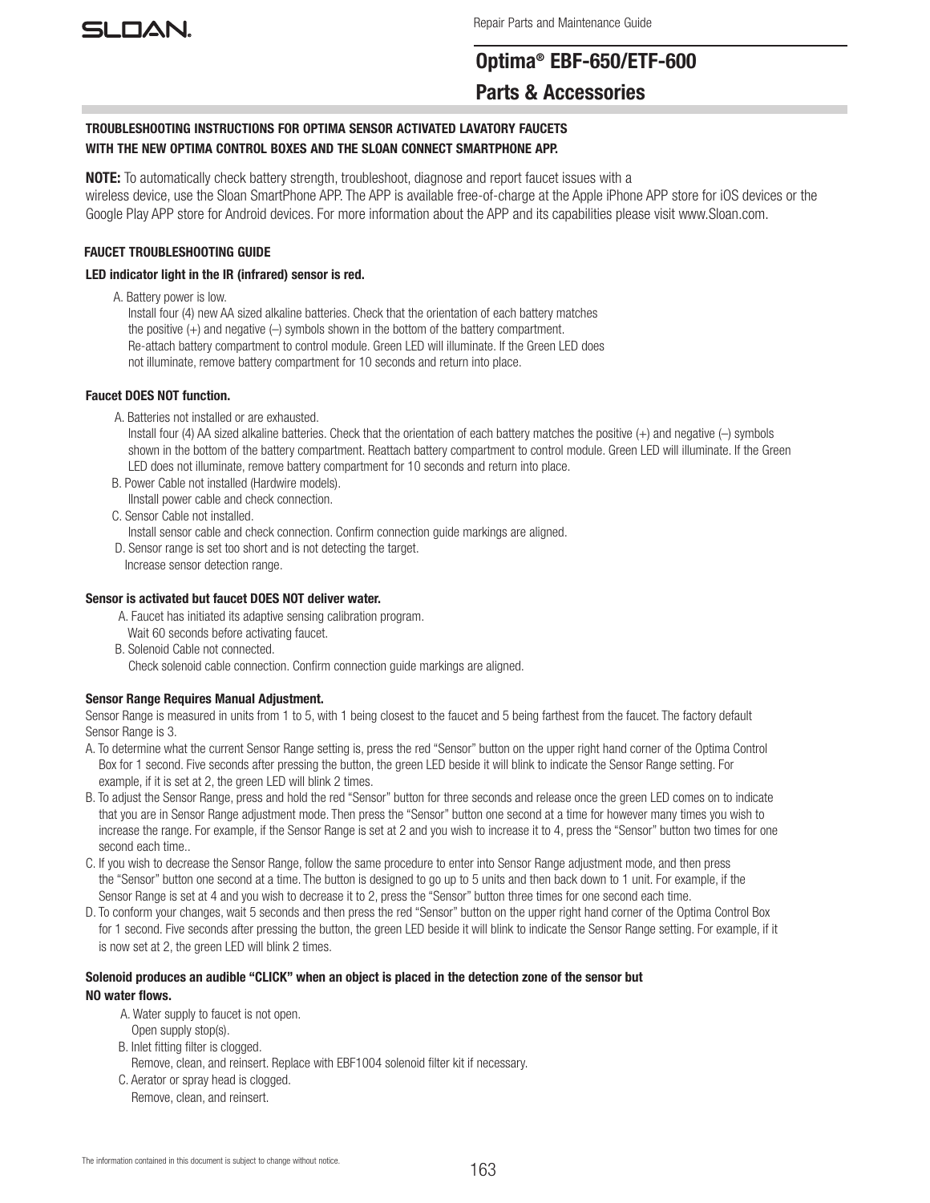# Optima® EBF-650/ETF-600

## Parts & Accessories

**TROUBLESHOOTING INSTRUCTIONS FOR OPTIMA SENSOR ACTIVATED LAVATORY FAUCETS WITH THE NEW OPTIMA CONTROL BOXES AND THE SLOAN CONNECT SMARTPHONE APP.**

**NOTE:** To automatically check battery strength, troubleshoot, diagnose and report faucet issues with a wireless device, use the Sloan SmartPhone APP. The APP is available free-of-charge at the Apple iPhone APP store for iOS devices or the Google Play APP store for Android devices. For more information about the APP and its capabilities please visit www.Sloan.com.

### FAUCET TROUBLESHOOTING GUIDE

**LED indicator light in the IR (infrared) sensor is red.**

A. Battery power is low.
Install four (4) new AA sized alkaline batteries. Check that the orientation of each battery matches the positive (+) and negative (–) symbols shown in the bottom of the battery compartment. Re-attach battery compartment to control module. Green LED will illuminate. If the Green LED does not illuminate, remove battery compartment for 10 seconds and return into place.

**Faucet DOES NOT function.**

A. Batteries not installed or are exhausted.
Install four (4) AA sized alkaline batteries. Check that the orientation of each battery matches the positive (+) and negative (–) symbols shown in the bottom of the battery compartment. Reattach battery compartment to control module. Green LED will illuminate. If the Green LED does not illuminate, remove battery compartment for 10 seconds and return into place.

B. Power Cable not installed (Hardwire models).
Ilnstall power cable and check connection.

C. Sensor Cable not installed.
Install sensor cable and check connection. Confirm connection guide markings are aligned.

D. Sensor range is set too short and is not detecting the target.
Increase sensor detection range.

**Sensor is activated but faucet DOES NOT deliver water.**

A. Faucet has initiated its adaptive sensing calibration program.
Wait 60 seconds before activating faucet.

B. Solenoid Cable not connected.
Check solenoid cable connection. Confirm connection guide markings are aligned.

**Sensor Range Requires Manual Adjustment.**

Sensor Range is measured in units from 1 to 5, with 1 being closest to the faucet and 5 being farthest from the faucet. The factory default Sensor Range is 3.

A. To determine what the current Sensor Range setting is, press the red "Sensor" button on the upper right hand corner of the Optima Control Box for 1 second. Five seconds after pressing the button, the green LED beside it will blink to indicate the Sensor Range setting. For example, if it is set at 2, the green LED will blink 2 times.

B. To adjust the Sensor Range, press and hold the red "Sensor" button for three seconds and release once the green LED comes on to indicate that you are in Sensor Range adjustment mode. Then press the "Sensor" button one second at a time for however many times you wish to increase the range. For example, if the Sensor Range is set at 2 and you wish to increase it to 4, press the "Sensor" button two times for one second each time..

C. If you wish to decrease the Sensor Range, follow the same procedure to enter into Sensor Range adjustment mode, and then press the "Sensor" button one second at a time. The button is designed to go up to 5 units and then back down to 1 unit. For example, if the Sensor Range is set at 4 and you wish to decrease it to 2, press the "Sensor" button three times for one second each time.

D. To conform your changes, wait 5 seconds and then press the red "Sensor" button on the upper right hand corner of the Optima Control Box for 1 second. Five seconds after pressing the button, the green LED beside it will blink to indicate the Sensor Range setting. For example, if it is now set at 2, the green LED will blink 2 times.

**Solenoid produces an audible "CLICK" when an object is placed in the detection zone of the sensor but NO water flows.**

A. Water supply to faucet is not open.
Open supply stop(s).

B. Inlet fitting filter is clogged.
Remove, clean, and reinsert. Replace with EBF1004 solenoid filter kit if necessary.

C. Aerator or spray head is clogged.
Remove, clean, and reinsert.

The information contained in this document is subject to change without notice.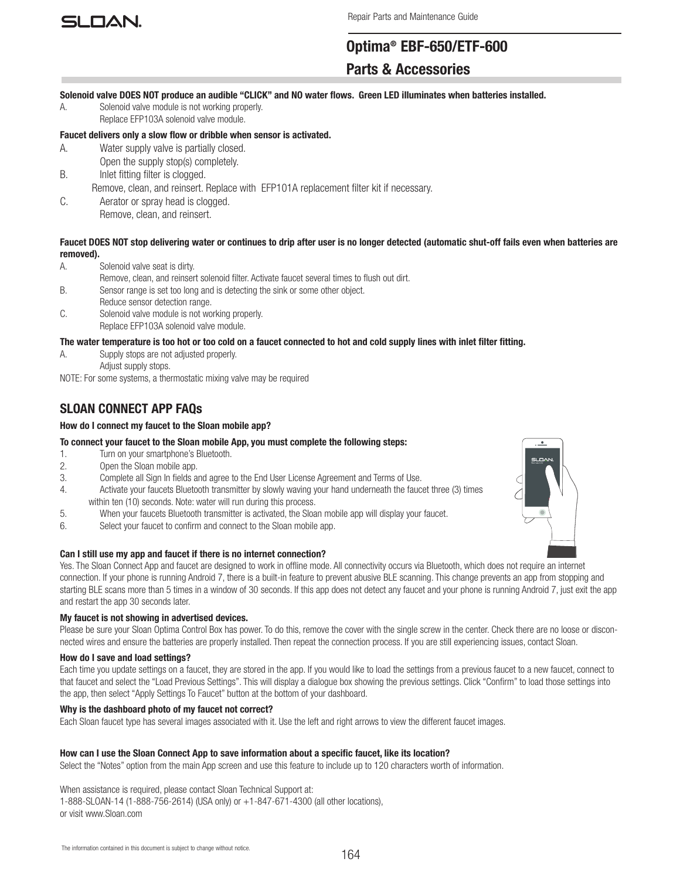# Optima® EBF-650/ETF-600

## Parts & Accessories

**Solenoid valve DOES NOT produce an audible "CLICK" and NO water flows. Green LED illuminates when batteries installed.**

A. Solenoid valve module is not working properly.
Replace EFP103A solenoid valve module.

**Faucet delivers only a slow flow or dribble when sensor is activated.**

A. Water supply valve is partially closed.
Open the supply stop(s) completely.

B. Inlet fitting filter is clogged.
Remove, clean, and reinsert. Replace with EFP101A replacement filter kit if necessary.

C. Aerator or spray head is clogged.
Remove, clean, and reinsert.

**Faucet DOES NOT stop delivering water or continues to drip after user is no longer detected (automatic shut-off fails even when batteries are removed).**

A. Solenoid valve seat is dirty.
Remove, clean, and reinsert solenoid filter. Activate faucet several times to flush out dirt.

B. Sensor range is set too long and is detecting the sink or some other object.
Reduce sensor detection range.

C. Solenoid valve module is not working properly.
Replace EFP103A solenoid valve module.

**The water temperature is too hot or too cold on a faucet connected to hot and cold supply lines with inlet filter fitting.**

A. Supply stops are not adjusted properly.
Adjust supply stops.

NOTE: For some systems, a thermostatic mixing valve may be required

## SLOAN CONNECT APP FAQs

**How do I connect my faucet to the Sloan mobile app?**

**To connect your faucet to the Sloan mobile App, you must complete the following steps:**

1. Turn on your smartphone's Bluetooth.
2. Open the Sloan mobile app.
3. Complete all Sign In fields and agree to the End User License Agreement and Terms of Use.
4. Activate your faucets Bluetooth transmitter by slowly waving your hand underneath the faucet three (3) times within ten (10) seconds. Note: water will run during this process.
5. When your faucets Bluetooth transmitter is activated, the Sloan mobile app will display your faucet.
6. Select your faucet to confirm and connect to the Sloan mobile app.

**Can I still use my app and faucet if there is no internet connection?**

Yes. The Sloan Connect App and faucet are designed to work in offline mode. All connectivity occurs via Bluetooth, which does not require an internet connection. If your phone is running Android 7, there is a built-in feature to prevent abusive BLE scanning. This change prevents an app from stopping and starting BLE scans more than 5 times in a window of 30 seconds. If this app does not detect any faucet and your phone is running Android 7, just exit the app and restart the app 30 seconds later.

**My faucet is not showing in advertised devices.**

Please be sure your Sloan Optima Control Box has power. To do this, remove the cover with the single screw in the center. Check there are no loose or disconnected wires and ensure the batteries are properly installed. Then repeat the connection process. If you are still experiencing issues, contact Sloan.

**How do I save and load settings?**

Each time you update settings on a faucet, they are stored in the app. If you would like to load the settings from a previous faucet to a new faucet, connect to that faucet and select the "Load Previous Settings". This will display a dialogue box showing the previous settings. Click "Confirm" to load those settings into the app, then select "Apply Settings To Faucet" button at the bottom of your dashboard.

**Why is the dashboard photo of my faucet not correct?**

Each Sloan faucet type has several images associated with it. Use the left and right arrows to view the different faucet images.

**How can I use the Sloan Connect App to save information about a specific faucet, like its location?**

Select the "Notes" option from the main App screen and use this feature to include up to 120 characters worth of information.

When assistance is required, please contact Sloan Technical Support at:
1-888-SLOAN-14 (1-888-756-2614) (USA only) or +1-847-671-4300 (all other locations),
or visit www.Sloan.com

The information contained in this document is subject to change without notice.